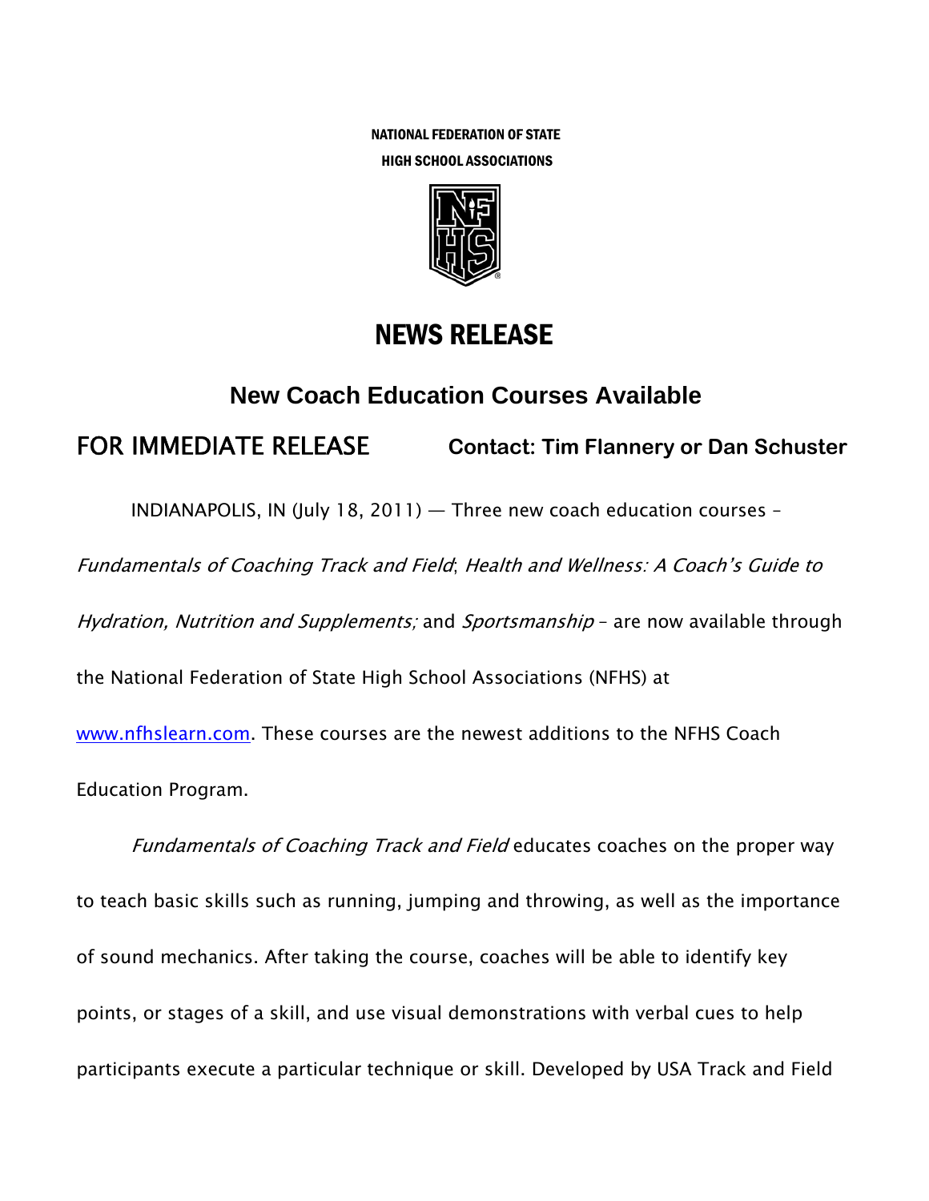NATIONAL FEDERATION OF STATE
HIGH SCHOOL ASSOCIATIONS

# NEWS RELEASE

## New Coach Education Courses Available

**FOR IMMEDIATE RELEASE** **Contact: Tim Flannery or Dan Schuster**

INDIANAPOLIS, IN (July 18, 2011) — Three new coach education courses – *Fundamentals of Coaching Track and Field*; *Health and Wellness: A Coach's Guide to Hydration, Nutrition and Supplements;* and *Sportsmanship* – are now available through the National Federation of State High School Associations (NFHS) at [www.nfhslearn.com](http://www.nfhslearn.com). These courses are the newest additions to the NFHS Coach Education Program.

*Fundamentals of Coaching Track and Field* educates coaches on the proper way to teach basic skills such as running, jumping and throwing, as well as the importance of sound mechanics. After taking the course, coaches will be able to identify key points, or stages of a skill, and use visual demonstrations with verbal cues to help participants execute a particular technique or skill. Developed by USA Track and Field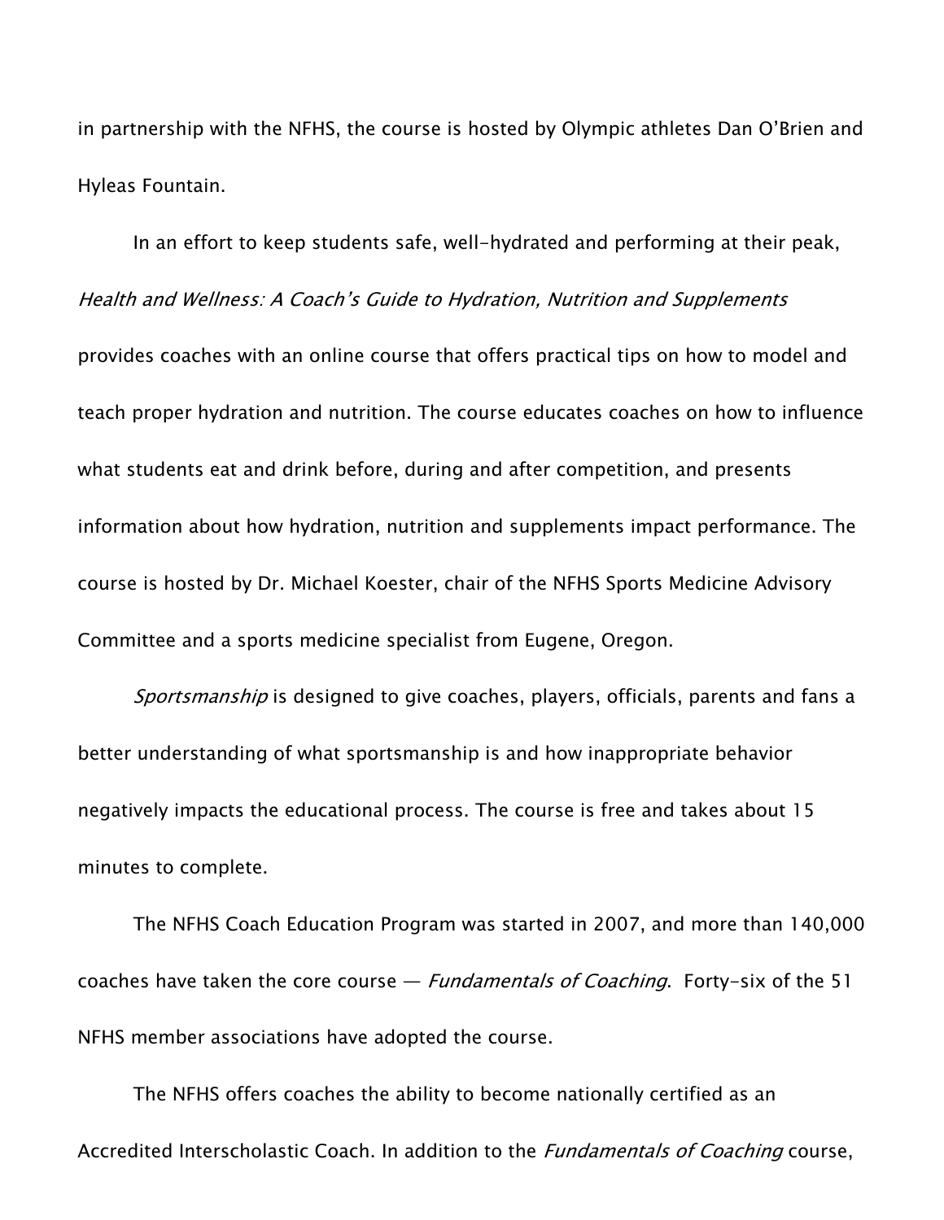in partnership with the NFHS, the course is hosted by Olympic athletes Dan O'Brien and Hyleas Fountain.

In an effort to keep students safe, well-hydrated and performing at their peak, *Health and Wellness: A Coach's Guide to Hydration, Nutrition and Supplements* provides coaches with an online course that offers practical tips on how to model and teach proper hydration and nutrition. The course educates coaches on how to influence what students eat and drink before, during and after competition, and presents information about how hydration, nutrition and supplements impact performance. The course is hosted by Dr. Michael Koester, chair of the NFHS Sports Medicine Advisory Committee and a sports medicine specialist from Eugene, Oregon.

*Sportsmanship* is designed to give coaches, players, officials, parents and fans a better understanding of what sportsmanship is and how inappropriate behavior negatively impacts the educational process. The course is free and takes about 15 minutes to complete.

The NFHS Coach Education Program was started in 2007, and more than 140,000 coaches have taken the core course — *Fundamentals of Coaching*. Forty-six of the 51 NFHS member associations have adopted the course.

The NFHS offers coaches the ability to become nationally certified as an Accredited Interscholastic Coach. In addition to the *Fundamentals of Coaching* course,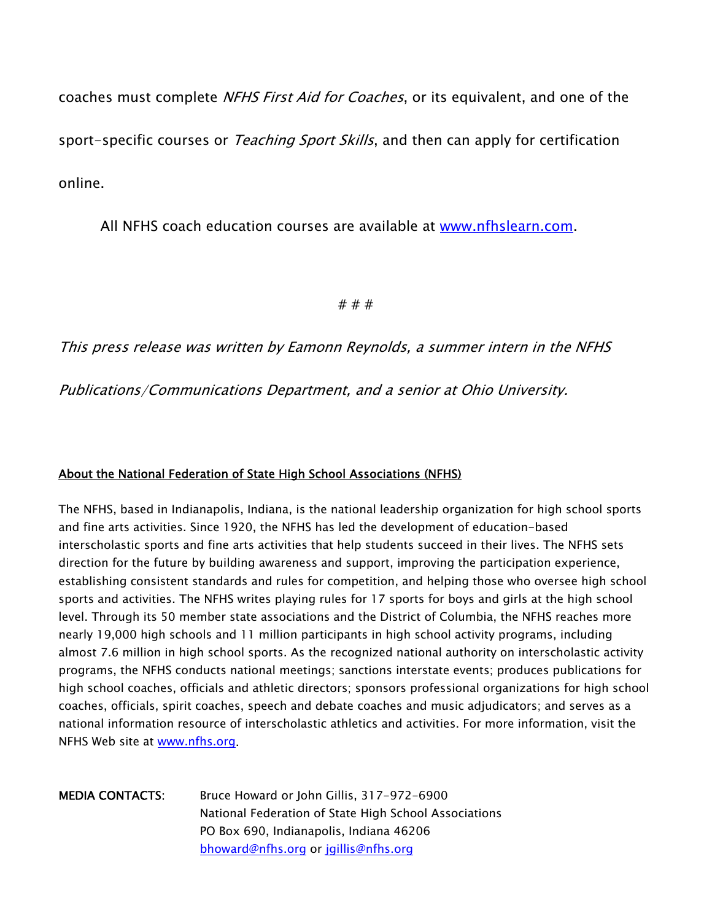coaches must complete *NFHS First Aid for Coaches*, or its equivalent, and one of the sport-specific courses or *Teaching Sport Skills*, and then can apply for certification online.

All NFHS coach education courses are available at [www.nfhslearn.com](http://www.nfhslearn.com).

# # #

*This press release was written by Eamonn Reynolds, a summer intern in the NFHS Publications/Communications Department, and a senior at Ohio University.*

**About the National Federation of State High School Associations (NFHS)**

The NFHS, based in Indianapolis, Indiana, is the national leadership organization for high school sports and fine arts activities. Since 1920, the NFHS has led the development of education-based interscholastic sports and fine arts activities that help students succeed in their lives. The NFHS sets direction for the future by building awareness and support, improving the participation experience, establishing consistent standards and rules for competition, and helping those who oversee high school sports and activities. The NFHS writes playing rules for 17 sports for boys and girls at the high school level. Through its 50 member state associations and the District of Columbia, the NFHS reaches more nearly 19,000 high schools and 11 million participants in high school activity programs, including almost 7.6 million in high school sports. As the recognized national authority on interscholastic activity programs, the NFHS conducts national meetings; sanctions interstate events; produces publications for high school coaches, officials and athletic directors; sponsors professional organizations for high school coaches, officials, spirit coaches, speech and debate coaches and music adjudicators; and serves as a national information resource of interscholastic athletics and activities. For more information, visit the NFHS Web site at [www.nfhs.org](http://www.nfhs.org).

**MEDIA CONTACTS:** Bruce Howard or John Gillis, 317-972-6900
National Federation of State High School Associations
PO Box 690, Indianapolis, Indiana 46206
[bhoward@nfhs.org](mailto:bhoward@nfhs.org) or [jgillis@nfhs.org](mailto:jgillis@nfhs.org)